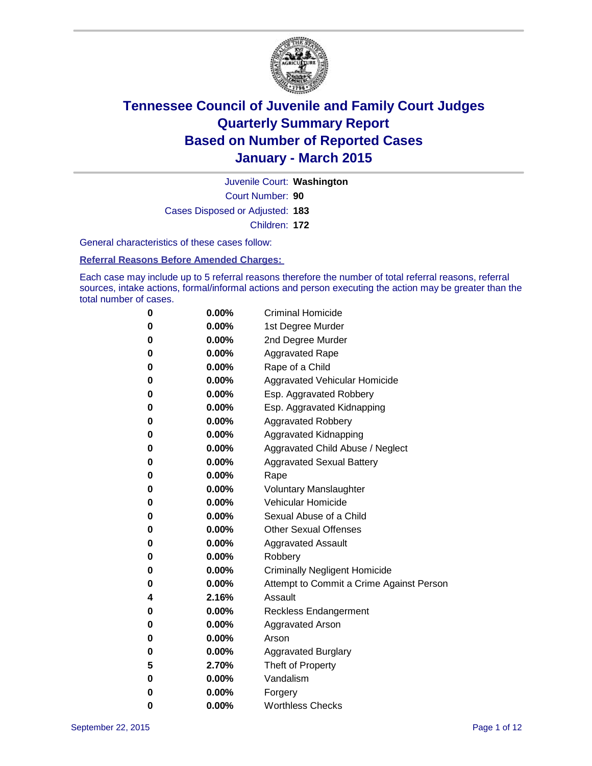# Tennessee Council of Juvenile and Family Court Judges
# Quarterly Summary Report
# Based on Number of Reported Cases
# January - March 2015

Juvenile Court: **Washington**

Court Number: **90**

Cases Disposed or Adjusted: **183**

Children: **172**

General characteristics of these cases follow:

**Referral Reasons Before Amended Charges:**

Each case may include up to 5 referral reasons therefore the number of total referral reasons, referral sources, intake actions, formal/informal actions and person executing the action may be greater than the total number of cases.

| | | |
|---|---|---|
| **0** | **0.00%** | Criminal Homicide |
| **0** | **0.00%** | 1st Degree Murder |
| **0** | **0.00%** | 2nd Degree Murder |
| **0** | **0.00%** | Aggravated Rape |
| **0** | **0.00%** | Rape of a Child |
| **0** | **0.00%** | Aggravated Vehicular Homicide |
| **0** | **0.00%** | Esp. Aggravated Robbery |
| **0** | **0.00%** | Esp. Aggravated Kidnapping |
| **0** | **0.00%** | Aggravated Robbery |
| **0** | **0.00%** | Aggravated Kidnapping |
| **0** | **0.00%** | Aggravated Child Abuse / Neglect |
| **0** | **0.00%** | Aggravated Sexual Battery |
| **0** | **0.00%** | Rape |
| **0** | **0.00%** | Voluntary Manslaughter |
| **0** | **0.00%** | Vehicular Homicide |
| **0** | **0.00%** | Sexual Abuse of a Child |
| **0** | **0.00%** | Other Sexual Offenses |
| **0** | **0.00%** | Aggravated Assault |
| **0** | **0.00%** | Robbery |
| **0** | **0.00%** | Criminally Negligent Homicide |
| **0** | **0.00%** | Attempt to Commit a Crime Against Person |
| **4** | **2.16%** | Assault |
| **0** | **0.00%** | Reckless Endangerment |
| **0** | **0.00%** | Aggravated Arson |
| **0** | **0.00%** | Arson |
| **0** | **0.00%** | Aggravated Burglary |
| **5** | **2.70%** | Theft of Property |
| **0** | **0.00%** | Vandalism |
| **0** | **0.00%** | Forgery |
| **0** | **0.00%** | Worthless Checks |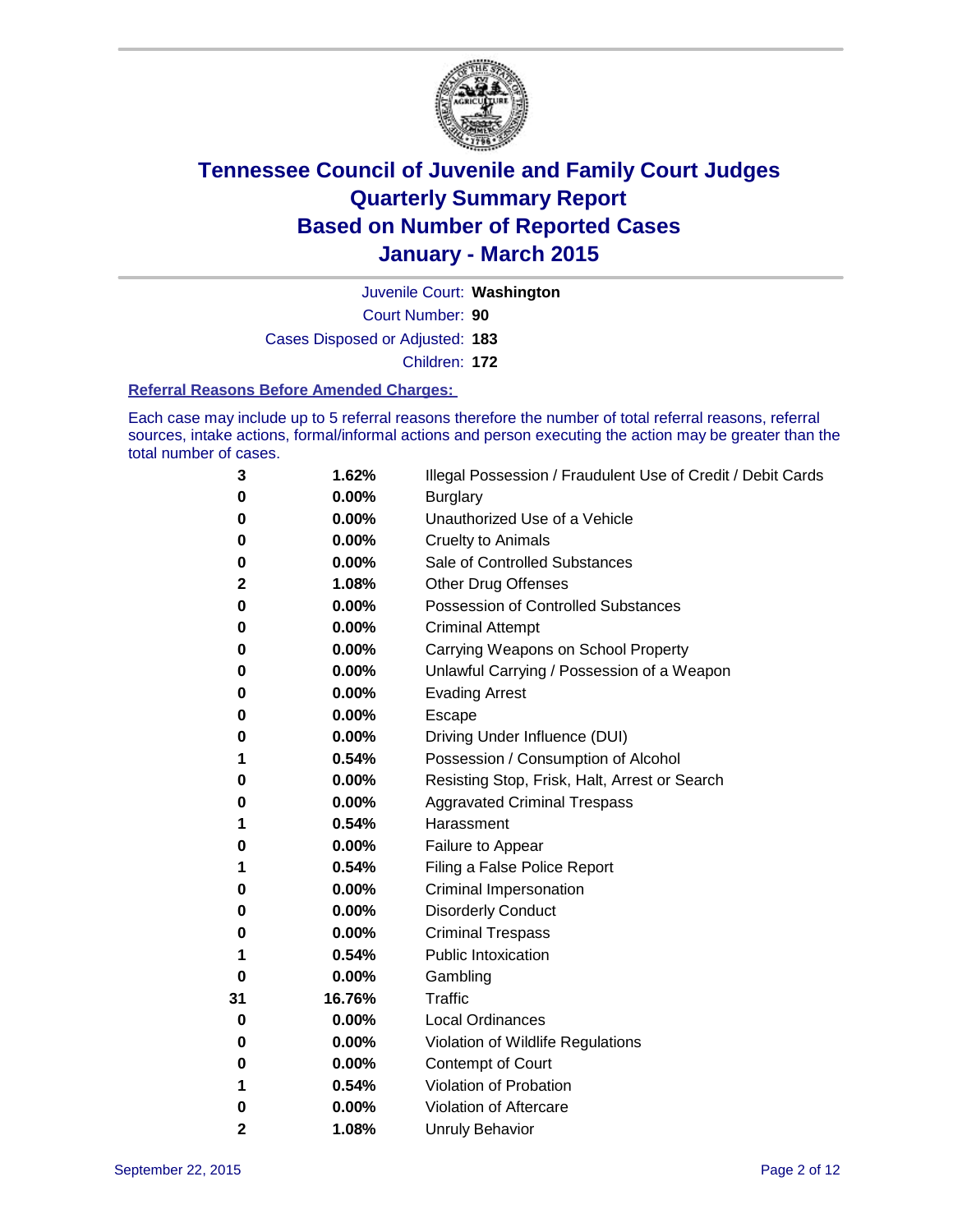# Tennessee Council of Juvenile and Family Court Judges
# Quarterly Summary Report
# Based on Number of Reported Cases
# January - March 2015

Juvenile Court: **Washington**

Court Number: **90**

Cases Disposed or Adjusted: **183**

Children: **172**

**Referral Reasons Before Amended Charges:**

Each case may include up to 5 referral reasons therefore the number of total referral reasons, referral sources, intake actions, formal/informal actions and person executing the action may be greater than the total number of cases.

| | | |
|---|---|---|
| 3 | 1.62% | Illegal Possession / Fraudulent Use of Credit / Debit Cards |
| 0 | 0.00% | Burglary |
| 0 | 0.00% | Unauthorized Use of a Vehicle |
| 0 | 0.00% | Cruelty to Animals |
| 0 | 0.00% | Sale of Controlled Substances |
| 2 | 1.08% | Other Drug Offenses |
| 0 | 0.00% | Possession of Controlled Substances |
| 0 | 0.00% | Criminal Attempt |
| 0 | 0.00% | Carrying Weapons on School Property |
| 0 | 0.00% | Unlawful Carrying / Possession of a Weapon |
| 0 | 0.00% | Evading Arrest |
| 0 | 0.00% | Escape |
| 0 | 0.00% | Driving Under Influence (DUI) |
| 1 | 0.54% | Possession / Consumption of Alcohol |
| 0 | 0.00% | Resisting Stop, Frisk, Halt, Arrest or Search |
| 0 | 0.00% | Aggravated Criminal Trespass |
| 1 | 0.54% | Harassment |
| 0 | 0.00% | Failure to Appear |
| 1 | 0.54% | Filing a False Police Report |
| 0 | 0.00% | Criminal Impersonation |
| 0 | 0.00% | Disorderly Conduct |
| 0 | 0.00% | Criminal Trespass |
| 1 | 0.54% | Public Intoxication |
| 0 | 0.00% | Gambling |
| 31 | 16.76% | Traffic |
| 0 | 0.00% | Local Ordinances |
| 0 | 0.00% | Violation of Wildlife Regulations |
| 0 | 0.00% | Contempt of Court |
| 1 | 0.54% | Violation of Probation |
| 0 | 0.00% | Violation of Aftercare |
| 2 | 1.08% | Unruly Behavior |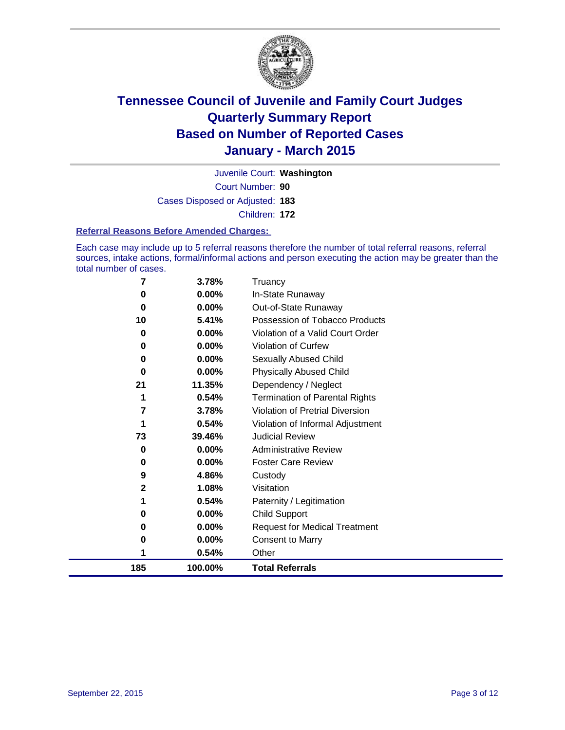# Tennessee Council of Juvenile and Family Court Judges
# Quarterly Summary Report
# Based on Number of Reported Cases
# January - March 2015

Juvenile Court: **Washington**

Court Number: **90**

Cases Disposed or Adjusted: **183**

Children: **172**

### Referral Reasons Before Amended Charges:

Each case may include up to 5 referral reasons therefore the number of total referral reasons, referral sources, intake actions, formal/informal actions and person executing the action may be greater than the total number of cases.

| Count | Percent | Referral Reason |
|---|---|---|
| 7 | 3.78% | Truancy |
| 0 | 0.00% | In-State Runaway |
| 0 | 0.00% | Out-of-State Runaway |
| 10 | 5.41% | Possession of Tobacco Products |
| 0 | 0.00% | Violation of a Valid Court Order |
| 0 | 0.00% | Violation of Curfew |
| 0 | 0.00% | Sexually Abused Child |
| 0 | 0.00% | Physically Abused Child |
| 21 | 11.35% | Dependency / Neglect |
| 1 | 0.54% | Termination of Parental Rights |
| 7 | 3.78% | Violation of Pretrial Diversion |
| 1 | 0.54% | Violation of Informal Adjustment |
| 73 | 39.46% | Judicial Review |
| 0 | 0.00% | Administrative Review |
| 0 | 0.00% | Foster Care Review |
| 9 | 4.86% | Custody |
| 2 | 1.08% | Visitation |
| 1 | 0.54% | Paternity / Legitimation |
| 0 | 0.00% | Child Support |
| 0 | 0.00% | Request for Medical Treatment |
| 0 | 0.00% | Consent to Marry |
| 1 | 0.54% | Other |
| **185** | **100.00%** | **Total Referrals** |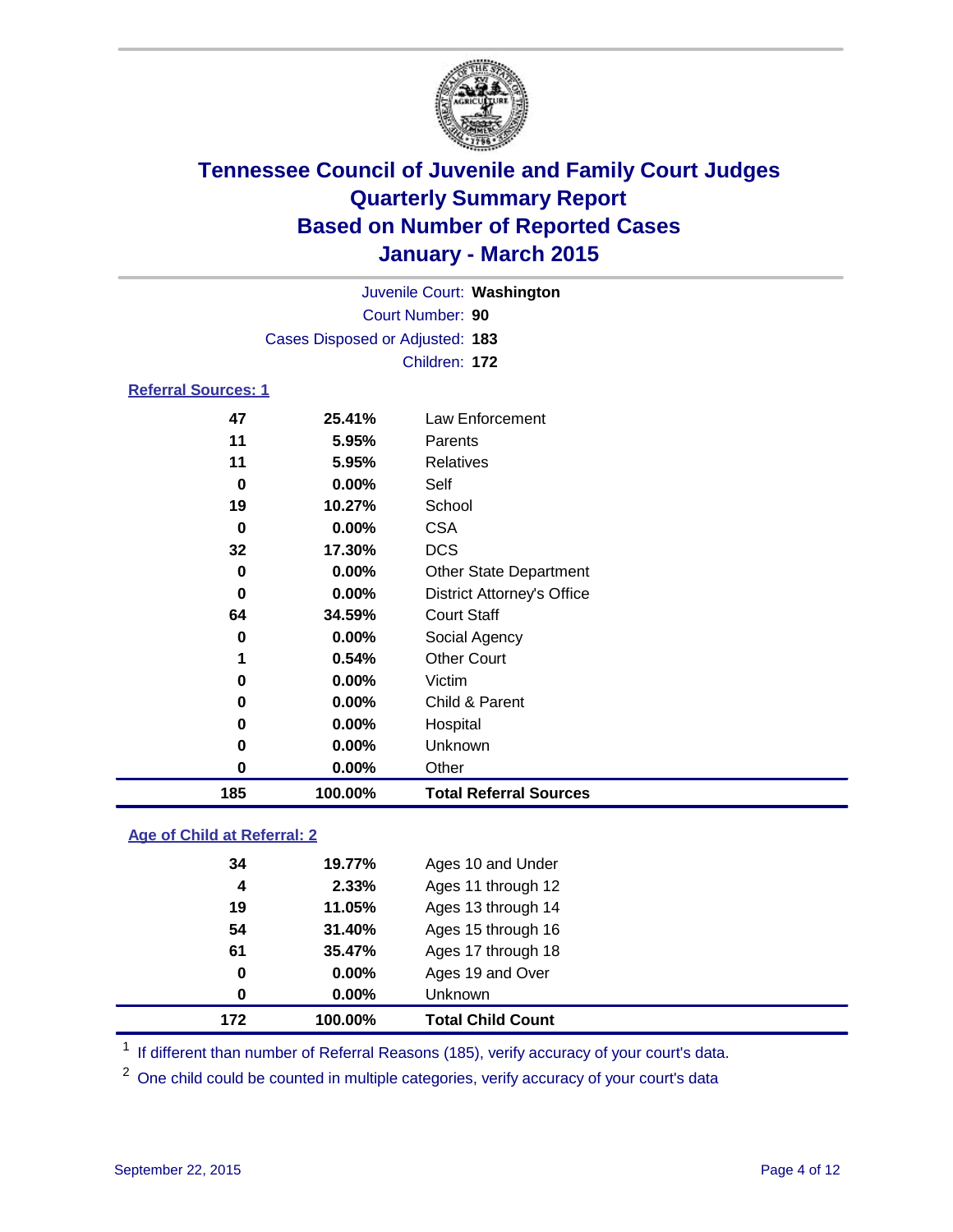# Tennessee Council of Juvenile and Family Court Judges
# Quarterly Summary Report
# Based on Number of Reported Cases
# January - March 2015

Juvenile Court: **Washington**
Court Number: **90**
Cases Disposed or Adjusted: **183**
Children: **172**

## Referral Sources: 1

| | | |
|---|---|---|
| 47 | 25.41% | Law Enforcement |
| 11 | 5.95% | Parents |
| 11 | 5.95% | Relatives |
| 0 | 0.00% | Self |
| 19 | 10.27% | School |
| 0 | 0.00% | CSA |
| 32 | 17.30% | DCS |
| 0 | 0.00% | Other State Department |
| 0 | 0.00% | District Attorney's Office |
| 64 | 34.59% | Court Staff |
| 0 | 0.00% | Social Agency |
| 1 | 0.54% | Other Court |
| 0 | 0.00% | Victim |
| 0 | 0.00% | Child & Parent |
| 0 | 0.00% | Hospital |
| 0 | 0.00% | Unknown |
| 0 | 0.00% | Other |
| **185** | **100.00%** | **Total Referral Sources** |

## Age of Child at Referral: 2

| | | |
|---|---|---|
| 34 | 19.77% | Ages 10 and Under |
| 4 | 2.33% | Ages 11 through 12 |
| 19 | 11.05% | Ages 13 through 14 |
| 54 | 31.40% | Ages 15 through 16 |
| 61 | 35.47% | Ages 17 through 18 |
| 0 | 0.00% | Ages 19 and Over |
| 0 | 0.00% | Unknown |
| **172** | **100.00%** | **Total Child Count** |

[1] If different than number of Referral Reasons (185), verify accuracy of your court's data.

[2] One child could be counted in multiple categories, verify accuracy of your court's data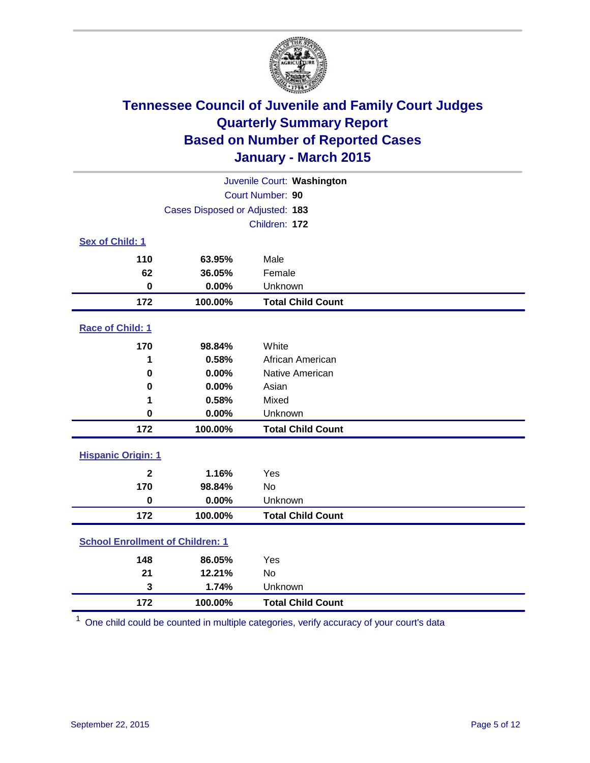# Tennessee Council of Juvenile and Family Court Judges
## Quarterly Summary Report
## Based on Number of Reported Cases
## January - March 2015

Juvenile Court: **Washington**

Court Number: **90**

Cases Disposed or Adjusted: **183**

Children: **172**

### Sex of Child: [1]

| Count | Percent | Category |
|---|---|---|
| **110** | **63.95%** | Male |
| **62** | **36.05%** | Female |
| **0** | **0.00%** | Unknown |
| **172** | **100.00%** | **Total Child Count** |

### Race of Child: [1]

| Count | Percent | Category |
|---|---|---|
| **170** | **98.84%** | White |
| **1** | **0.58%** | African American |
| **0** | **0.00%** | Native American |
| **0** | **0.00%** | Asian |
| **1** | **0.58%** | Mixed |
| **0** | **0.00%** | Unknown |
| **172** | **100.00%** | **Total Child Count** |

### Hispanic Origin: [1]

| Count | Percent | Category |
|---|---|---|
| **2** | **1.16%** | Yes |
| **170** | **98.84%** | No |
| **0** | **0.00%** | Unknown |
| **172** | **100.00%** | **Total Child Count** |

### School Enrollment of Children: [1]

| Count | Percent | Category |
|---|---|---|
| **148** | **86.05%** | Yes |
| **21** | **12.21%** | No |
| **3** | **1.74%** | Unknown |
| **172** | **100.00%** | **Total Child Count** |

[1] One child could be counted in multiple categories, verify accuracy of your court's data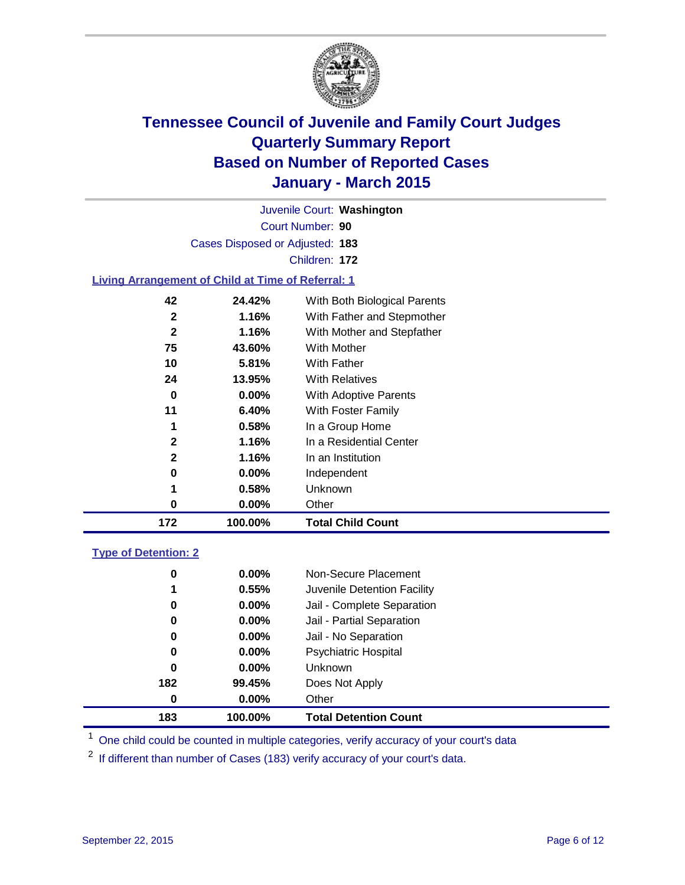# Tennessee Council of Juvenile and Family Court Judges
# Quarterly Summary Report
# Based on Number of Reported Cases
# January - March 2015

Juvenile Court: **Washington**
Court Number: **90**
Cases Disposed or Adjusted: **183**
Children: **172**

## Living Arrangement of Child at Time of Referral: 1

| Count | Percent | Category |
|---|---|---|
| 42 | 24.42% | With Both Biological Parents |
| 2 | 1.16% | With Father and Stepmother |
| 2 | 1.16% | With Mother and Stepfather |
| 75 | 43.60% | With Mother |
| 10 | 5.81% | With Father |
| 24 | 13.95% | With Relatives |
| 0 | 0.00% | With Adoptive Parents |
| 11 | 6.40% | With Foster Family |
| 1 | 0.58% | In a Group Home |
| 2 | 1.16% | In a Residential Center |
| 2 | 1.16% | In an Institution |
| 0 | 0.00% | Independent |
| 1 | 0.58% | Unknown |
| 0 | 0.00% | Other |
| **172** | **100.00%** | **Total Child Count** |

## Type of Detention: 2

| Count | Percent | Category |
|---|---|---|
| 0 | 0.00% | Non-Secure Placement |
| 1 | 0.55% | Juvenile Detention Facility |
| 0 | 0.00% | Jail - Complete Separation |
| 0 | 0.00% | Jail - Partial Separation |
| 0 | 0.00% | Jail - No Separation |
| 0 | 0.00% | Psychiatric Hospital |
| 0 | 0.00% | Unknown |
| 182 | 99.45% | Does Not Apply |
| 0 | 0.00% | Other |
| **183** | **100.00%** | **Total Detention Count** |

[1] One child could be counted in multiple categories, verify accuracy of your court's data

[2] If different than number of Cases (183) verify accuracy of your court's data.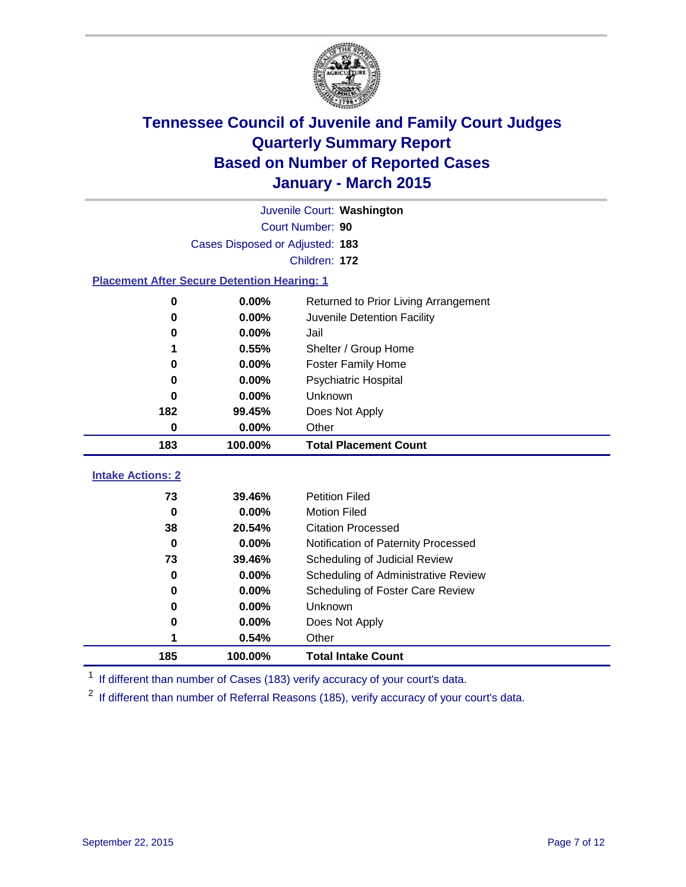# Tennessee Council of Juvenile and Family Court Judges
# Quarterly Summary Report
# Based on Number of Reported Cases
# January - March 2015

Juvenile Court: **Washington**
Court Number: **90**
Cases Disposed or Adjusted: **183**
Children: **172**

### Placement After Secure Detention Hearing: 1

| Count | Percent | Placement |
|---|---|---|
| 0 | 0.00% | Returned to Prior Living Arrangement |
| 0 | 0.00% | Juvenile Detention Facility |
| 0 | 0.00% | Jail |
| 1 | 0.55% | Shelter / Group Home |
| 0 | 0.00% | Foster Family Home |
| 0 | 0.00% | Psychiatric Hospital |
| 0 | 0.00% | Unknown |
| 182 | 99.45% | Does Not Apply |
| 0 | 0.00% | Other |
| **183** | **100.00%** | **Total Placement Count** |

### Intake Actions: 2

| Count | Percent | Intake Action |
|---|---|---|
| 73 | 39.46% | Petition Filed |
| 0 | 0.00% | Motion Filed |
| 38 | 20.54% | Citation Processed |
| 0 | 0.00% | Notification of Paternity Processed |
| 73 | 39.46% | Scheduling of Judicial Review |
| 0 | 0.00% | Scheduling of Administrative Review |
| 0 | 0.00% | Scheduling of Foster Care Review |
| 0 | 0.00% | Unknown |
| 0 | 0.00% | Does Not Apply |
| 1 | 0.54% | Other |
| **185** | **100.00%** | **Total Intake Count** |

[1] If different than number of Cases (183) verify accuracy of your court's data.

[2] If different than number of Referral Reasons (185), verify accuracy of your court's data.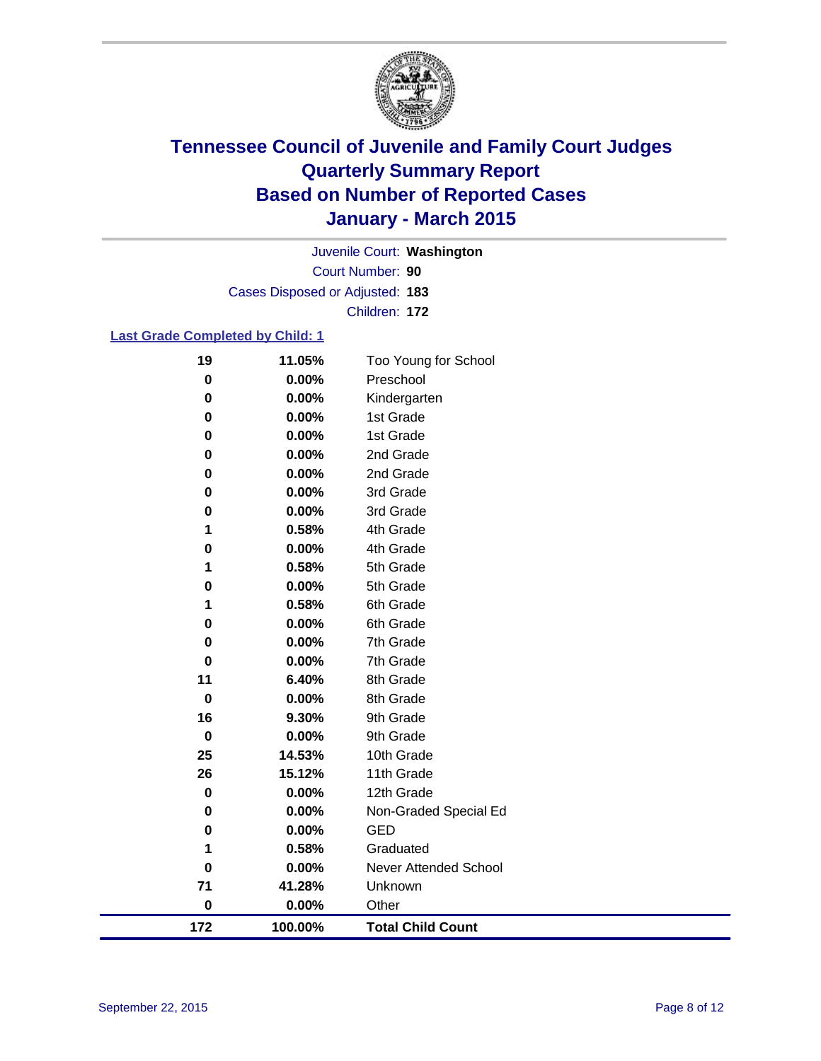# Tennessee Council of Juvenile and Family Court Judges
# Quarterly Summary Report
# Based on Number of Reported Cases
# January - March 2015

Juvenile Court: **Washington**

Court Number: **90**

Cases Disposed or Adjusted: **183**

Children: **172**

### Last Grade Completed by Child: 1

| Count | Percent | Grade |
|---|---|---|
| 19 | 11.05% | Too Young for School |
| 0 | 0.00% | Preschool |
| 0 | 0.00% | Kindergarten |
| 0 | 0.00% | 1st Grade |
| 0 | 0.00% | 1st Grade |
| 0 | 0.00% | 2nd Grade |
| 0 | 0.00% | 2nd Grade |
| 0 | 0.00% | 3rd Grade |
| 0 | 0.00% | 3rd Grade |
| 1 | 0.58% | 4th Grade |
| 0 | 0.00% | 4th Grade |
| 1 | 0.58% | 5th Grade |
| 0 | 0.00% | 5th Grade |
| 1 | 0.58% | 6th Grade |
| 0 | 0.00% | 6th Grade |
| 0 | 0.00% | 7th Grade |
| 0 | 0.00% | 7th Grade |
| 11 | 6.40% | 8th Grade |
| 0 | 0.00% | 8th Grade |
| 16 | 9.30% | 9th Grade |
| 0 | 0.00% | 9th Grade |
| 25 | 14.53% | 10th Grade |
| 26 | 15.12% | 11th Grade |
| 0 | 0.00% | 12th Grade |
| 0 | 0.00% | Non-Graded Special Ed |
| 0 | 0.00% | GED |
| 1 | 0.58% | Graduated |
| 0 | 0.00% | Never Attended School |
| 71 | 41.28% | Unknown |
| 0 | 0.00% | Other |
| **172** | **100.00%** | **Total Child Count** |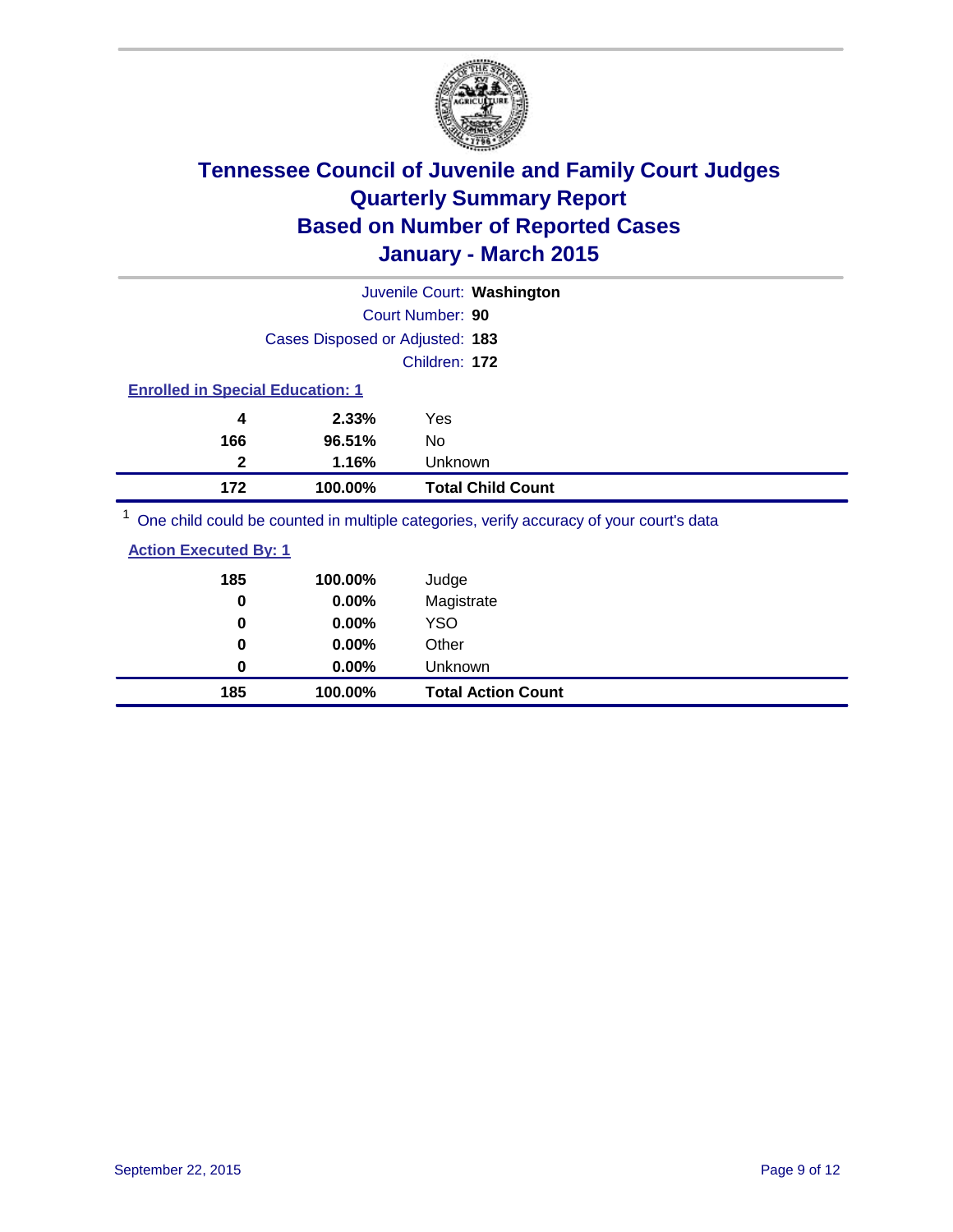# Tennessee Council of Juvenile and Family Court Judges
## Quarterly Summary Report
## Based on Number of Reported Cases
## January - March 2015

Juvenile Court: **Washington**

Court Number: **90**

Cases Disposed or Adjusted: **183**

Children: **172**

### Enrolled in Special Education: 1

| Count | Percent | Category |
|---|---|---|
| 4 | 2.33% | Yes |
| 166 | 96.51% | No |
| 2 | 1.16% | Unknown |
| **172** | **100.00%** | **Total Child Count** |

[1] One child could be counted in multiple categories, verify accuracy of your court's data

### Action Executed By: 1

| Count | Percent | Category |
|---|---|---|
| 185 | 100.00% | Judge |
| 0 | 0.00% | Magistrate |
| 0 | 0.00% | YSO |
| 0 | 0.00% | Other |
| 0 | 0.00% | Unknown |
| **185** | **100.00%** | **Total Action Count** |

September 22, 2015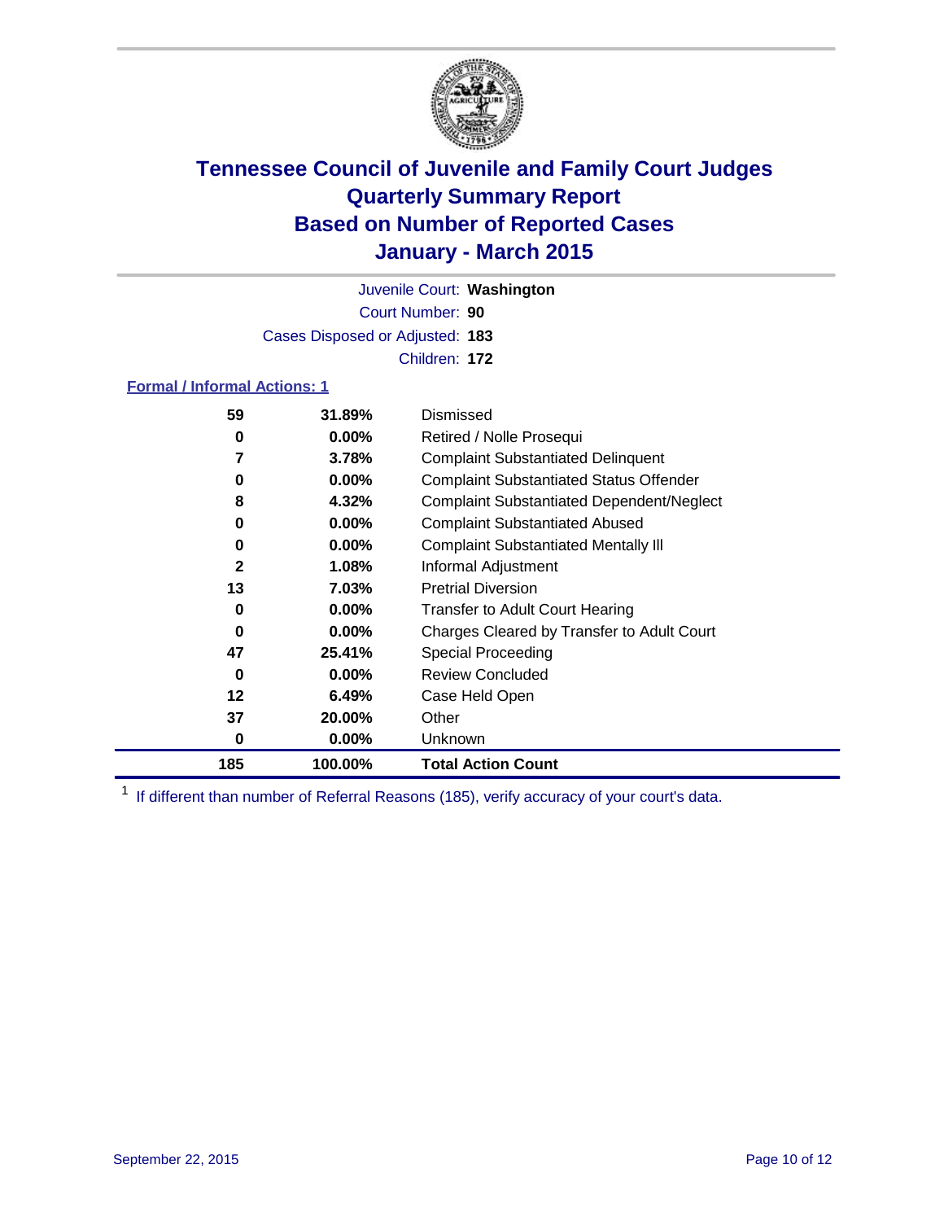# Tennessee Council of Juvenile and Family Court Judges
## Quarterly Summary Report
## Based on Number of Reported Cases
## January - March 2015

Juvenile Court: **Washington**
Court Number: **90**
Cases Disposed or Adjusted: **183**
Children: **172**

**Formal / Informal Actions: 1**

| Count | Percent | Action |
|---|---|---|
| 59 | 31.89% | Dismissed |
| 0 | 0.00% | Retired / Nolle Prosequi |
| 7 | 3.78% | Complaint Substantiated Delinquent |
| 0 | 0.00% | Complaint Substantiated Status Offender |
| 8 | 4.32% | Complaint Substantiated Dependent/Neglect |
| 0 | 0.00% | Complaint Substantiated Abused |
| 0 | 0.00% | Complaint Substantiated Mentally Ill |
| 2 | 1.08% | Informal Adjustment |
| 13 | 7.03% | Pretrial Diversion |
| 0 | 0.00% | Transfer to Adult Court Hearing |
| 0 | 0.00% | Charges Cleared by Transfer to Adult Court |
| 47 | 25.41% | Special Proceeding |
| 0 | 0.00% | Review Concluded |
| 12 | 6.49% | Case Held Open |
| 37 | 20.00% | Other |
| 0 | 0.00% | Unknown |
| **185** | **100.00%** | **Total Action Count** |

[1] If different than number of Referral Reasons (185), verify accuracy of your court's data.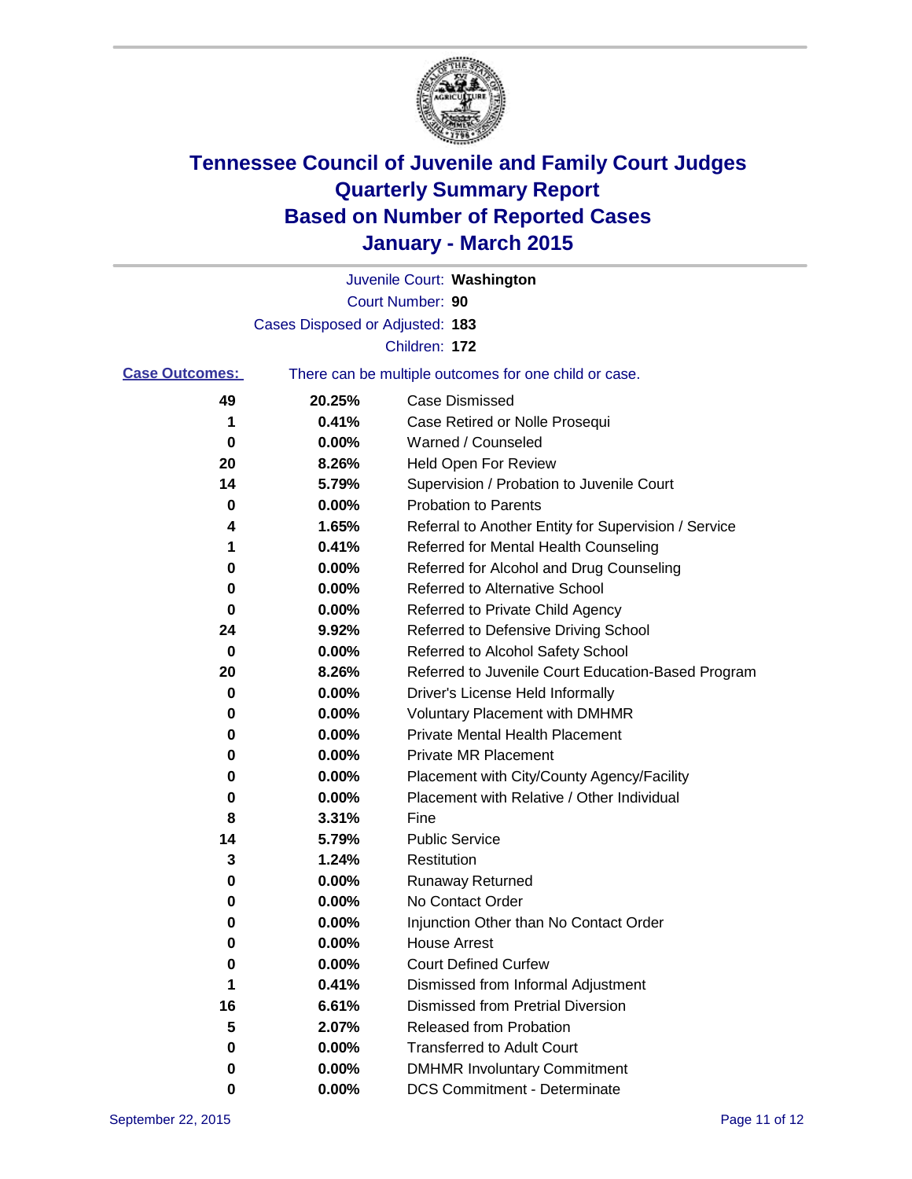# Tennessee Council of Juvenile and Family Court Judges
## Quarterly Summary Report
## Based on Number of Reported Cases
## January - March 2015

Juvenile Court: **Washington**
Court Number: **90**
Cases Disposed or Adjusted: **183**
Children: **172**

**Case Outcomes:** There can be multiple outcomes for one child or case.

| Count | Percent | Outcome |
|---|---|---|
| 49 | 20.25% | Case Dismissed |
| 1 | 0.41% | Case Retired or Nolle Prosequi |
| 0 | 0.00% | Warned / Counseled |
| 20 | 8.26% | Held Open For Review |
| 14 | 5.79% | Supervision / Probation to Juvenile Court |
| 0 | 0.00% | Probation to Parents |
| 4 | 1.65% | Referral to Another Entity for Supervision / Service |
| 1 | 0.41% | Referred for Mental Health Counseling |
| 0 | 0.00% | Referred for Alcohol and Drug Counseling |
| 0 | 0.00% | Referred to Alternative School |
| 0 | 0.00% | Referred to Private Child Agency |
| 24 | 9.92% | Referred to Defensive Driving School |
| 0 | 0.00% | Referred to Alcohol Safety School |
| 20 | 8.26% | Referred to Juvenile Court Education-Based Program |
| 0 | 0.00% | Driver's License Held Informally |
| 0 | 0.00% | Voluntary Placement with DMHMR |
| 0 | 0.00% | Private Mental Health Placement |
| 0 | 0.00% | Private MR Placement |
| 0 | 0.00% | Placement with City/County Agency/Facility |
| 0 | 0.00% | Placement with Relative / Other Individual |
| 8 | 3.31% | Fine |
| 14 | 5.79% | Public Service |
| 3 | 1.24% | Restitution |
| 0 | 0.00% | Runaway Returned |
| 0 | 0.00% | No Contact Order |
| 0 | 0.00% | Injunction Other than No Contact Order |
| 0 | 0.00% | House Arrest |
| 0 | 0.00% | Court Defined Curfew |
| 1 | 0.41% | Dismissed from Informal Adjustment |
| 16 | 6.61% | Dismissed from Pretrial Diversion |
| 5 | 2.07% | Released from Probation |
| 0 | 0.00% | Transferred to Adult Court |
| 0 | 0.00% | DMHMR Involuntary Commitment |
| 0 | 0.00% | DCS Commitment - Determinate |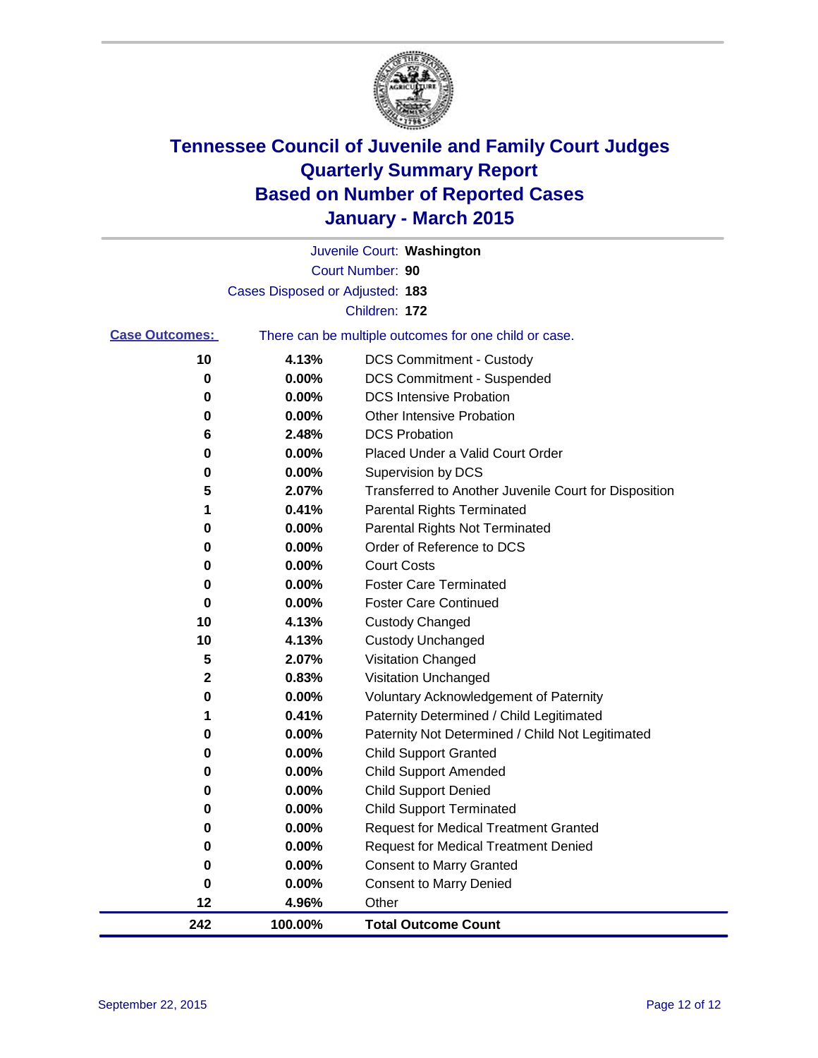# Tennessee Council of Juvenile and Family Court Judges
# Quarterly Summary Report
# Based on Number of Reported Cases
# January - March 2015

Juvenile Court: **Washington**

Court Number: **90**

Cases Disposed or Adjusted: **183**

Children: **172**

**Case Outcomes:** There can be multiple outcomes for one child or case.

| | | |
|---|---|---|
| 10 | 4.13% | DCS Commitment - Custody |
| 0 | 0.00% | DCS Commitment - Suspended |
| 0 | 0.00% | DCS Intensive Probation |
| 0 | 0.00% | Other Intensive Probation |
| 6 | 2.48% | DCS Probation |
| 0 | 0.00% | Placed Under a Valid Court Order |
| 0 | 0.00% | Supervision by DCS |
| 5 | 2.07% | Transferred to Another Juvenile Court for Disposition |
| 1 | 0.41% | Parental Rights Terminated |
| 0 | 0.00% | Parental Rights Not Terminated |
| 0 | 0.00% | Order of Reference to DCS |
| 0 | 0.00% | Court Costs |
| 0 | 0.00% | Foster Care Terminated |
| 0 | 0.00% | Foster Care Continued |
| 10 | 4.13% | Custody Changed |
| 10 | 4.13% | Custody Unchanged |
| 5 | 2.07% | Visitation Changed |
| 2 | 0.83% | Visitation Unchanged |
| 0 | 0.00% | Voluntary Acknowledgement of Paternity |
| 1 | 0.41% | Paternity Determined / Child Legitimated |
| 0 | 0.00% | Paternity Not Determined / Child Not Legitimated |
| 0 | 0.00% | Child Support Granted |
| 0 | 0.00% | Child Support Amended |
| 0 | 0.00% | Child Support Denied |
| 0 | 0.00% | Child Support Terminated |
| 0 | 0.00% | Request for Medical Treatment Granted |
| 0 | 0.00% | Request for Medical Treatment Denied |
| 0 | 0.00% | Consent to Marry Granted |
| 0 | 0.00% | Consent to Marry Denied |
| 12 | 4.96% | Other |
| **242** | **100.00%** | **Total Outcome Count** |